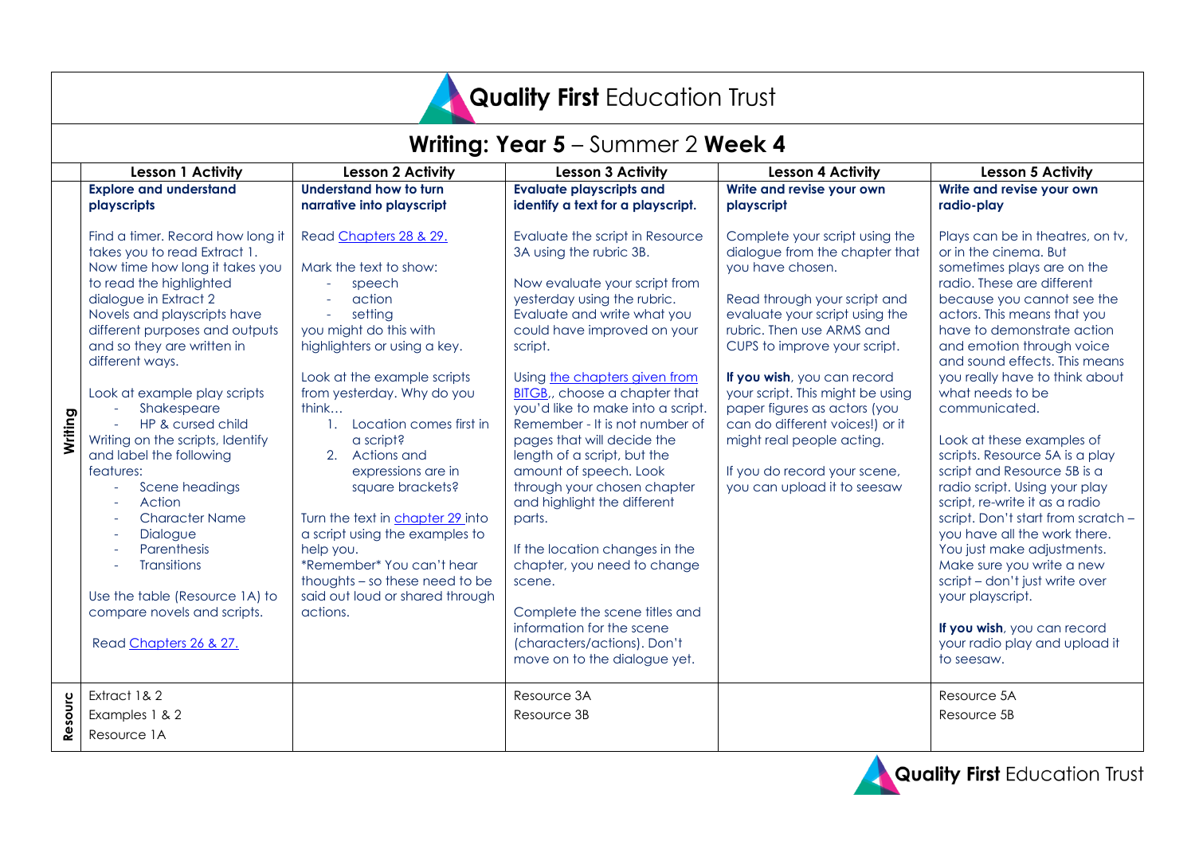# Quality First Education Trust

## Writing: Year 5 – Summer 2 Week 4

| | Lesson 1 Activity | Lesson 2 Activity | Lesson 3 Activity | Lesson 4 Activity | Lesson 5 Activity |
|---|---|---|---|---|---|
| Writing | **Explore and understand playscripts**<br><br>Find a timer. Record how long it takes you to read Extract 1. Now time how long it takes you to read the highlighted dialogue in Extract 2<br>Novels and playscripts have different purposes and outputs and so they are written in different ways.<br><br>Look at example play scripts<br>- Shakespeare<br>- HP & cursed child<br>Writing on the scripts, Identify and label the following features:<br>- Scene headings<br>- Action<br>- Character Name<br>- Dialogue<br>- Parenthesis<br>- Transitions<br><br>Use the table (Resource 1A) to compare novels and scripts.<br><br>Read Chapters 26 & 27. | **Understand how to turn narrative into playscript**<br><br>Read Chapters 28 & 29.<br><br>Mark the text to show:<br>- speech<br>- action<br>- setting<br>you might do this with highlighters or using a key.<br><br>Look at the example scripts from yesterday. Why do you think…<br>1. Location comes first in a script?<br>2. Actions and expressions are in square brackets?<br><br>Turn the text in chapter 29 into a script using the examples to help you.<br>*Remember* You can't hear thoughts – so these need to be said out loud or shared through actions. | **Evaluate playscripts and identify a text for a playscript.**<br><br>Evaluate the script in Resource 3A using the rubric 3B.<br><br>Now evaluate your script from yesterday using the rubric. Evaluate and write what you could have improved on your script.<br><br>Using the chapters given from BITGB,, choose a chapter that you'd like to make into a script. Remember - It is not number of pages that will decide the length of a script, but the amount of speech. Look through your chosen chapter and highlight the different parts.<br><br>If the location changes in the chapter, you need to change scene.<br><br>Complete the scene titles and information for the scene (characters/actions). Don't move on to the dialogue yet. | **Write and revise your own playscript**<br><br>Complete your script using the dialogue from the chapter that you have chosen.<br><br>Read through your script and evaluate your script using the rubric. Then use ARMS and CUPS to improve your script.<br><br>**If you wish**, you can record your script. This might be using paper figures as actors (you can do different voices!) or it might real people acting.<br><br>If you do record your scene, you can upload it to seesaw | **Write and revise your own radio-play**<br><br>Plays can be in theatres, on tv, or in the cinema. But sometimes plays are on the radio. These are different because you cannot see the actors. This means that you have to demonstrate action and emotion through voice and sound effects. This means you really have to think about what needs to be communicated.<br><br>Look at these examples of scripts. Resource 5A is a play script and Resource 5B is a radio script. Using your play script, re-write it as a radio script. Don't start from scratch – you have all the work there. You just make adjustments. Make sure you write a new script – don't just write over your playscript.<br><br>**If you wish**, you can record your radio play and upload it to seesaw. |
| Resourc | Extract 1& 2<br>Examples 1 & 2<br>Resource 1A | | Resource 3A<br>Resource 3B | | Resource 5A<br>Resource 5B |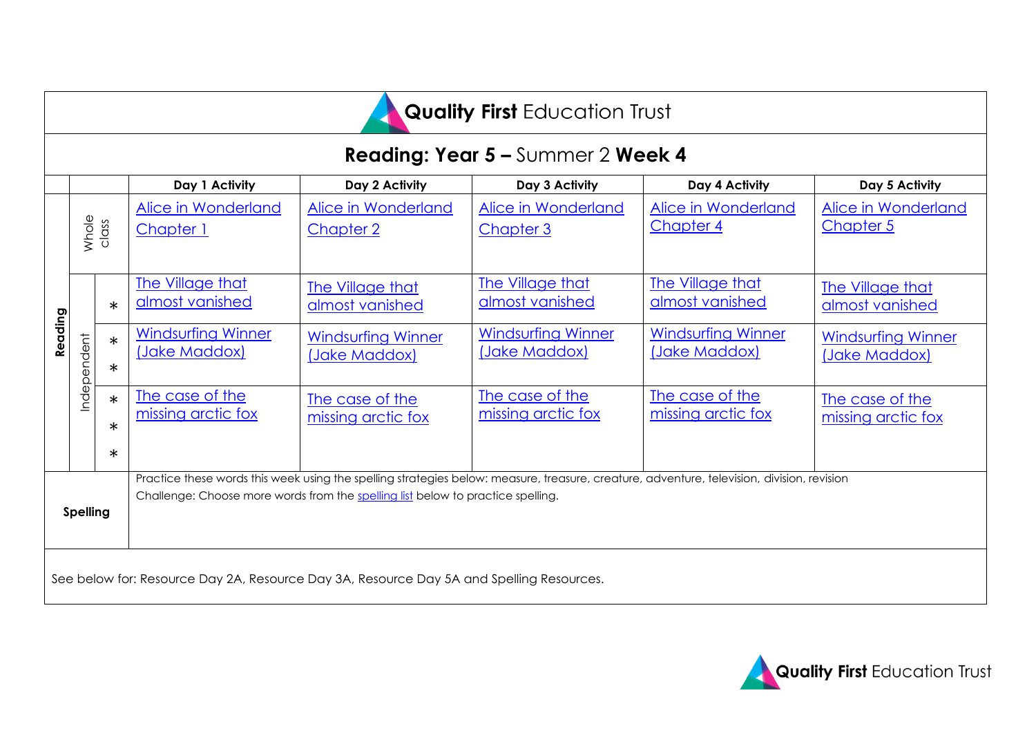**Quality First** Education Trust

## Reading: Year 5 – Summer 2 Week 4

| | | | Day 1 Activity | Day 2 Activity | Day 3 Activity | Day 4 Activity | Day 5 Activity |
|---|---|---|---|---|---|---|---|
| Reading | Whole class | | Alice in Wonderland Chapter 1 | Alice in Wonderland Chapter 2 | Alice in Wonderland Chapter 3 | Alice in Wonderland Chapter 4 | Alice in Wonderland Chapter 5 |
| | Independent | * | The Village that almost vanished | The Village that almost vanished | The Village that almost vanished | The Village that almost vanished | The Village that almost vanished |
| | | * * | Windsurfing Winner (Jake Maddox) | Windsurfing Winner (Jake Maddox) | Windsurfing Winner (Jake Maddox) | Windsurfing Winner (Jake Maddox) | Windsurfing Winner (Jake Maddox) |
| | | * * * | The case of the missing arctic fox | The case of the missing arctic fox | The case of the missing arctic fox | The case of the missing arctic fox | The case of the missing arctic fox |
| Spelling | | | Practice these words this week using the spelling strategies below: measure, treasure, creature, adventure, television, division, revision<br>Challenge: Choose more words from the spelling list below to practice spelling. | | | | |

See below for: Resource Day 2A, Resource Day 3A, Resource Day 5A and Spelling Resources.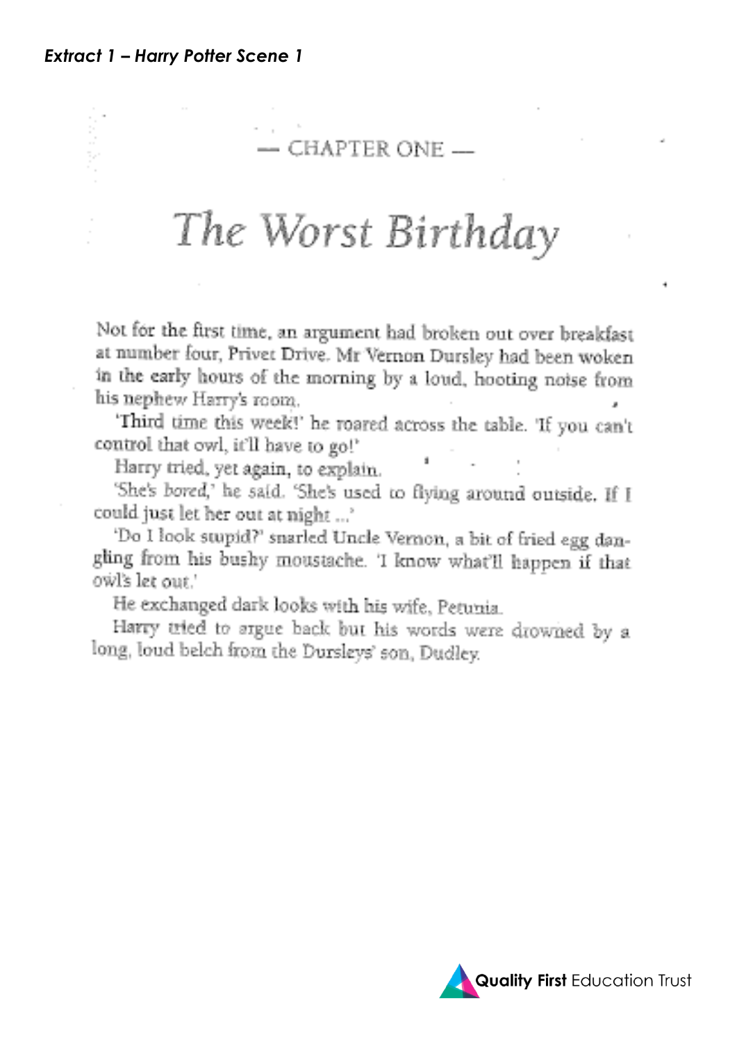*Extract 1 – Harry Potter Scene 1*

— CHAPTER ONE —

# The Worst Birthday

Not for the first time, an argument had broken out over breakfast at number four, Privet Drive. Mr Vernon Dursley had been woken in the early hours of the morning by a loud, hooting noise from his nephew Harry's room.

'Third time this week!' he roared across the table. 'If you can't control that owl, it'll have to go!'

Harry tried, yet again, to explain.

'She's *bored*,' he said. 'She's used to flying around outside. If I could just let her out at night ...'

'Do I look stupid?' snarled Uncle Vernon, a bit of fried egg dangling from his bushy moustache. 'I know what'll happen if that owl's let out.'

He exchanged dark looks with his wife, Petunia.

Harry tried to argue back but his words were drowned by a long, loud belch from the Dursleys' son, Dudley.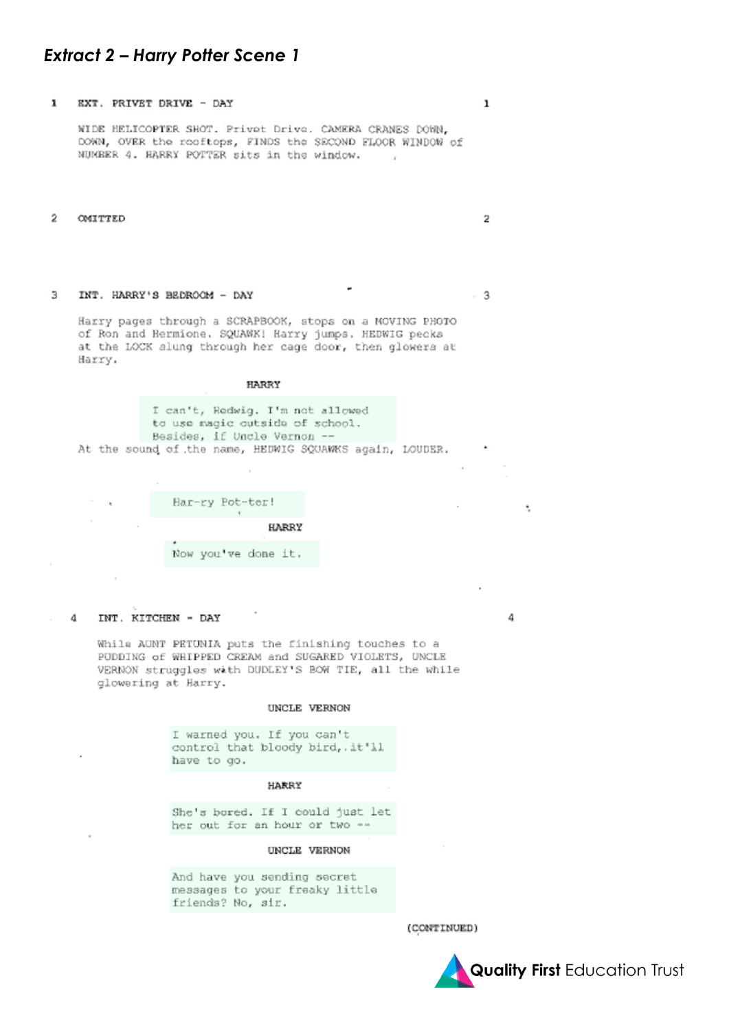### *Extract 2 – Harry Potter Scene 1*

1 EXT. PRIVET DRIVE - DAY 1

WIDE HELICOPTER SHOT. Privet Drive. CAMERA CRANES DOWN, DOWN, OVER the rooftops, FINDS the SECOND FLOOR WINDOW of NUMBER 4. HARRY POTTER sits in the window.

2 OMITTED 2

3 INT. HARRY'S BEDROOM - DAY 3

Harry pages through a SCRAPBOOK, stops on a MOVING PHOTO of Ron and Hermione. SQUAWK! Harry jumps. HEDWIG pecks at the LOCK slung through her cage door, then glowers at Harry.

HARRY

I can't, Hedwig. I'm not allowed to use magic outside of school. Besides, if Uncle Vernon --

At the sound of the name, HEDWIG SQUAWKS again, LOUDER.

Har-ry Pot-ter!

HARRY

Now you've done it.

4 INT. KITCHEN - DAY 4

While AUNT PETUNIA puts the finishing touches to a PUDDING of WHIPPED CREAM and SUGARED VIOLETS, UNCLE VERNON struggles with DUDLEY'S BOW TIE, all the while glowering at Harry.

UNCLE VERNON

I warned you. If you can't control that bloody bird, it'll have to go.

HARRY

She's bored. If I could just let her out for an hour or two --

UNCLE VERNON

And have you sending secret messages to your freaky little friends? No, sir.

(CONTINUED)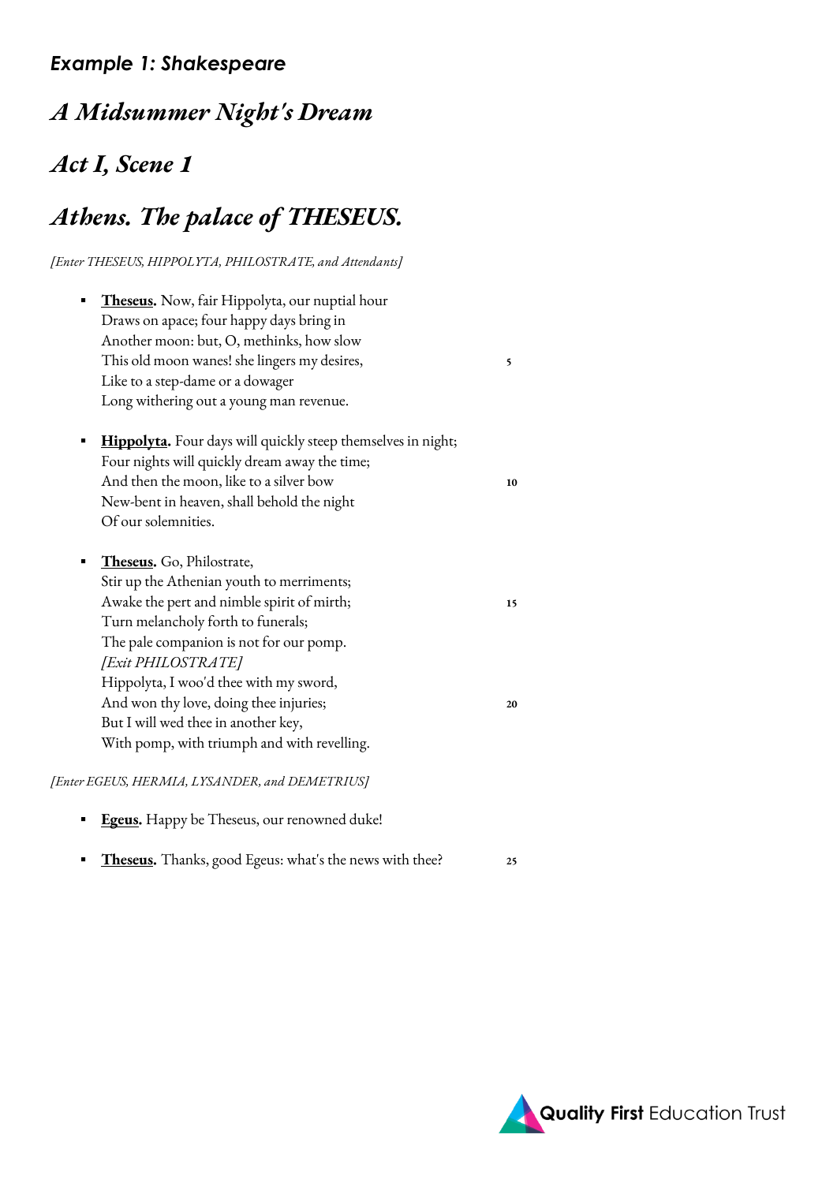### *Example 1: Shakespeare*

## *A Midsummer Night's Dream*

## *Act I, Scene 1*

## *Athens. The palace of THESEUS.*

*[Enter THESEUS, HIPPOLYTA, PHILOSTRATE, and Attendants]*

- **Theseus.** Now, fair Hippolyta, our nuptial hour  
  Draws on apace; four happy days bring in  
  Another moon: but, O, methinks, how slow  
  This old moon wanes! she lingers my desires, **5**  
  Like to a step-dame or a dowager  
  Long withering out a young man revenue.

- **Hippolyta.** Four days will quickly steep themselves in night;  
  Four nights will quickly dream away the time;  
  And then the moon, like to a silver bow **10**  
  New-bent in heaven, shall behold the night  
  Of our solemnities.

- **Theseus.** Go, Philostrate,  
  Stir up the Athenian youth to merriments;  
  Awake the pert and nimble spirit of mirth; **15**  
  Turn melancholy forth to funerals;  
  The pale companion is not for our pomp.  
  *[Exit PHILOSTRATE]*  
  Hippolyta, I woo'd thee with my sword,  
  And won thy love, doing thee injuries; **20**  
  But I will wed thee in another key,  
  With pomp, with triumph and with revelling.

*[Enter EGEUS, HERMIA, LYSANDER, and DEMETRIUS]*

- **Egeus.** Happy be Theseus, our renowned duke!

- **Theseus.** Thanks, good Egeus: what's the news with thee? **25**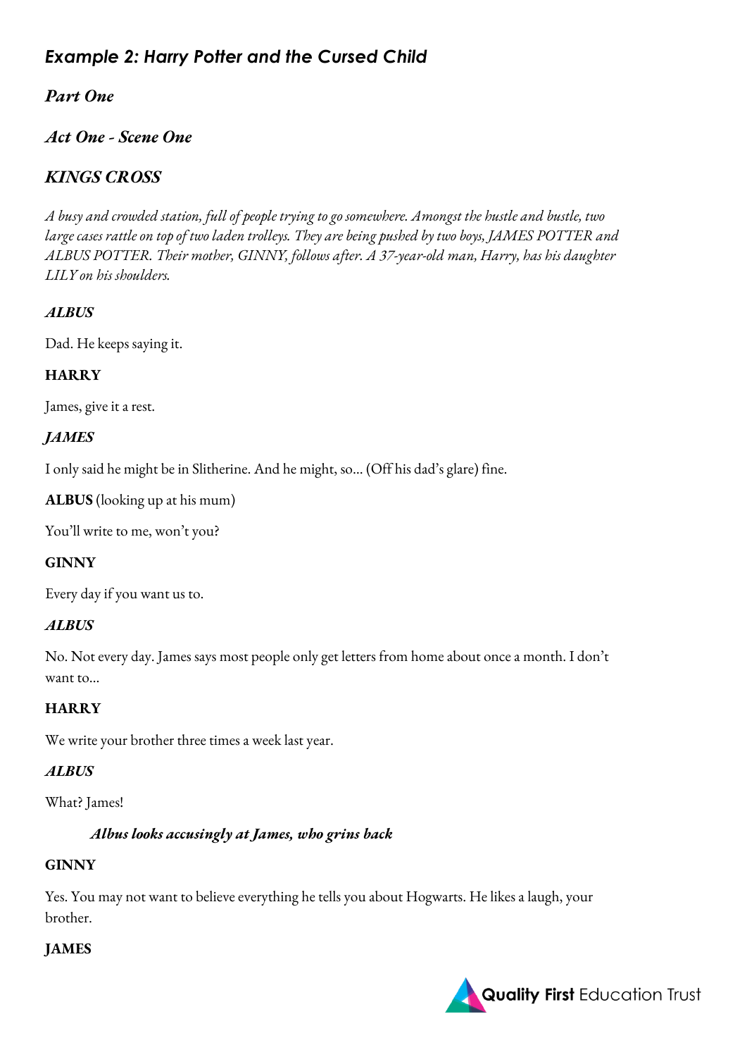## *Example 2: Harry Potter and the Cursed Child*

### *Part One*

### *Act One - Scene One*

### *KINGS CROSS*

*A busy and crowded station, full of people trying to go somewhere. Amongst the hustle and bustle, two large cases rattle on top of two laden trolleys. They are being pushed by two boys, JAMES POTTER and ALBUS POTTER. Their mother, GINNY, follows after. A 37-year-old man, Harry, has his daughter LILY on his shoulders.*

***ALBUS***

Dad. He keeps saying it.

**HARRY**

James, give it a rest.

***JAMES***

I only said he might be in Slitherine. And he might, so... (Off his dad's glare) fine.

**ALBUS** (looking up at his mum)

You'll write to me, won't you?

**GINNY**

Every day if you want us to.

***ALBUS***

No. Not every day. James says most people only get letters from home about once a month. I don't want to...

**HARRY**

We write your brother three times a week last year.

***ALBUS***

What? James!

***Albus looks accusingly at James, who grins back***

**GINNY**

Yes. You may not want to believe everything he tells you about Hogwarts. He likes a laugh, your brother.

**JAMES**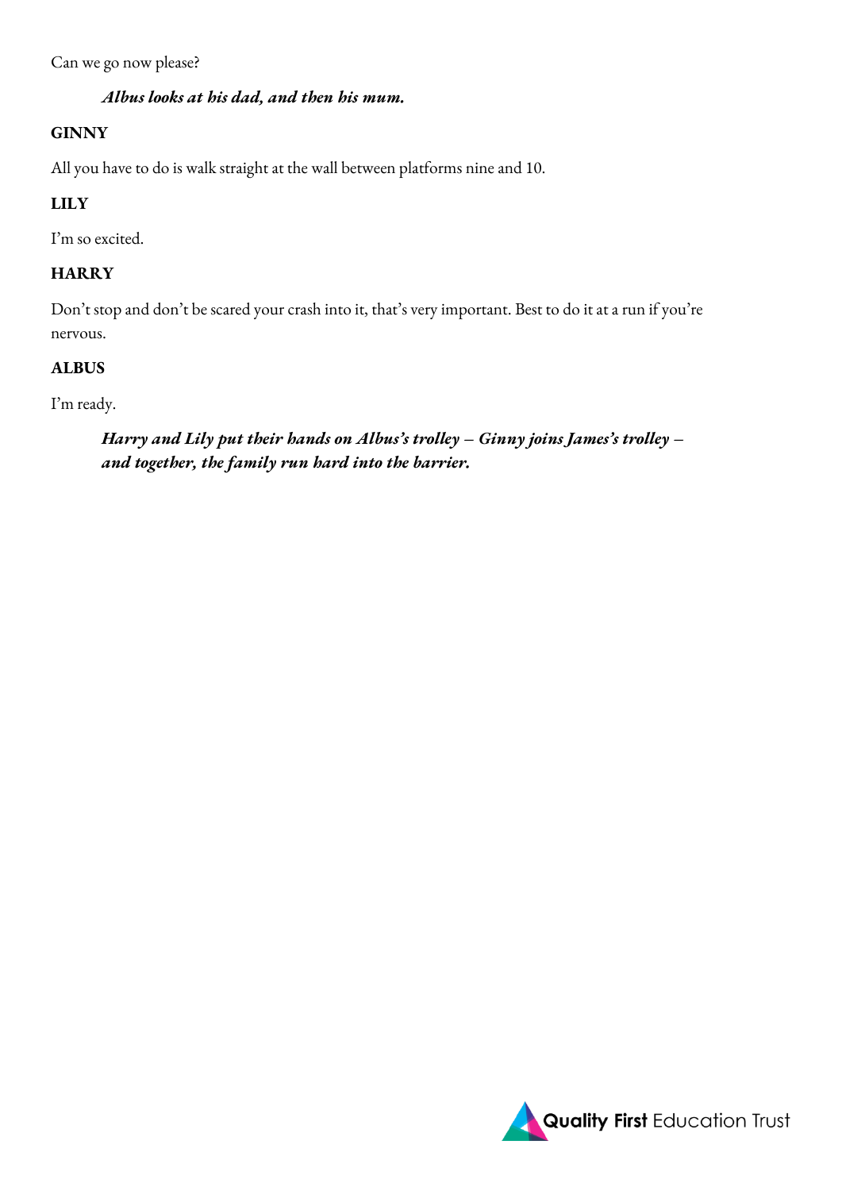Can we go now please?

*Albus looks at his dad, and then his mum.*

**GINNY**

All you have to do is walk straight at the wall between platforms nine and 10.

**LILY**

I'm so excited.

**HARRY**

Don't stop and don't be scared your crash into it, that's very important. Best to do it at a run if you're nervous.

**ALBUS**

I'm ready.

*Harry and Lily put their hands on Albus's trolley – Ginny joins James's trolley – and together, the family run hard into the barrier.*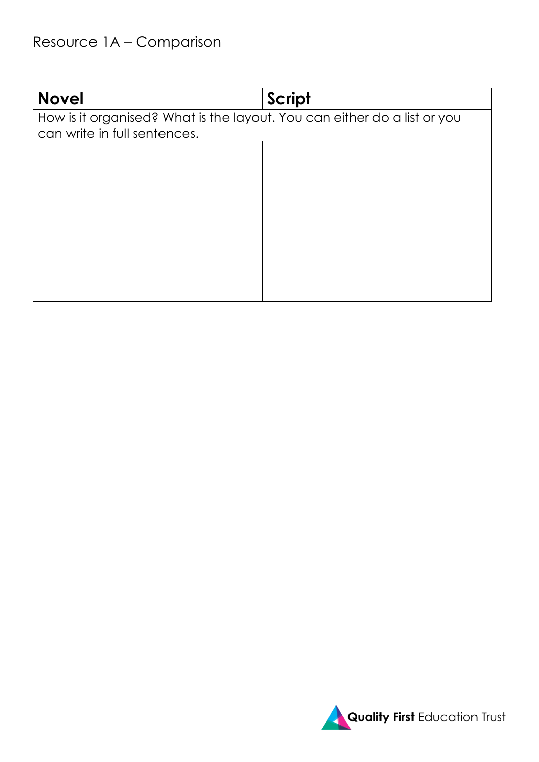Resource 1A – Comparison

| **Novel** | **Script** |
|---|---|
| How is it organised? What is the layout. You can either do a list or you can write in full sentences. | |
| | |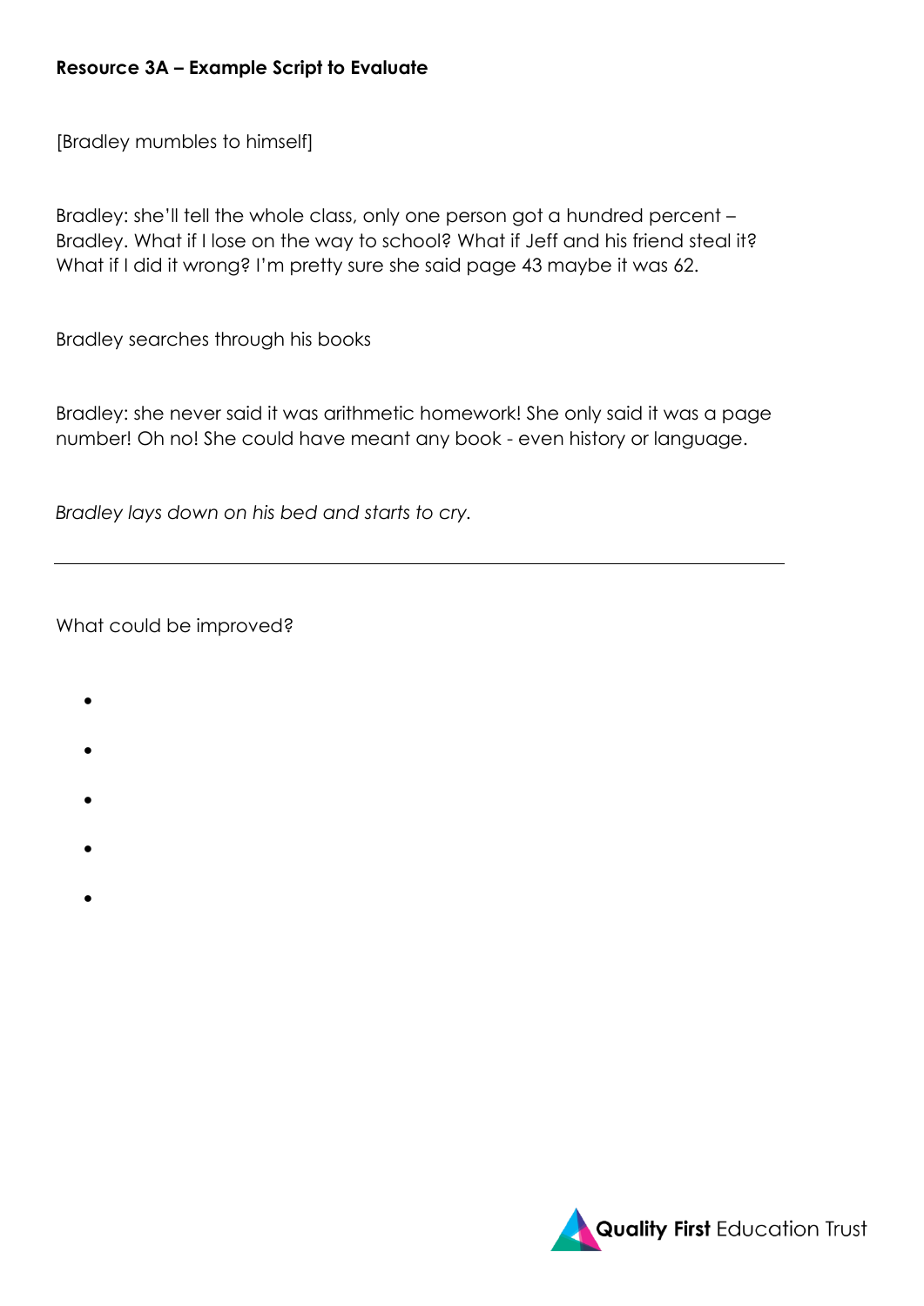**Resource 3A – Example Script to Evaluate**

[Bradley mumbles to himself]

Bradley: she'll tell the whole class, only one person got a hundred percent – Bradley. What if I lose on the way to school? What if Jeff and his friend steal it? What if I did it wrong? I'm pretty sure she said page 43 maybe it was 62.

Bradley searches through his books

Bradley: she never said it was arithmetic homework! She only said it was a page number! Oh no! She could have meant any book - even history or language.

*Bradley lays down on his bed and starts to cry.*

---

What could be improved?

- 
- 
- 
- 
-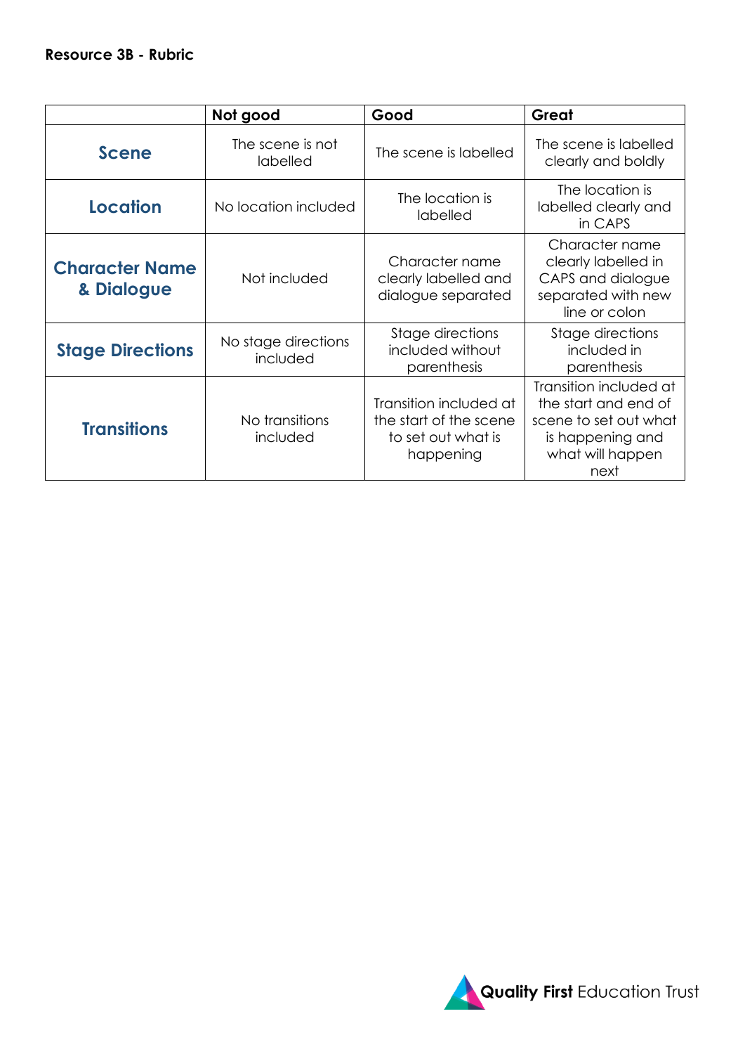**Resource 3B - Rubric**

| | Not good | Good | Great |
|---|---|---|---|
| **Scene** | The scene is not labelled | The scene is labelled | The scene is labelled clearly and boldly |
| **Location** | No location included | The location is labelled | The location is labelled clearly and in CAPS |
| **Character Name & Dialogue** | Not included | Character name clearly labelled and dialogue separated | Character name clearly labelled in CAPS and dialogue separated with new line or colon |
| **Stage Directions** | No stage directions included | Stage directions included without parenthesis | Stage directions included in parenthesis |
| **Transitions** | No transitions included | Transition included at the start of the scene to set out what is happening | Transition included at the start and end of scene to set out what is happening and what will happen next |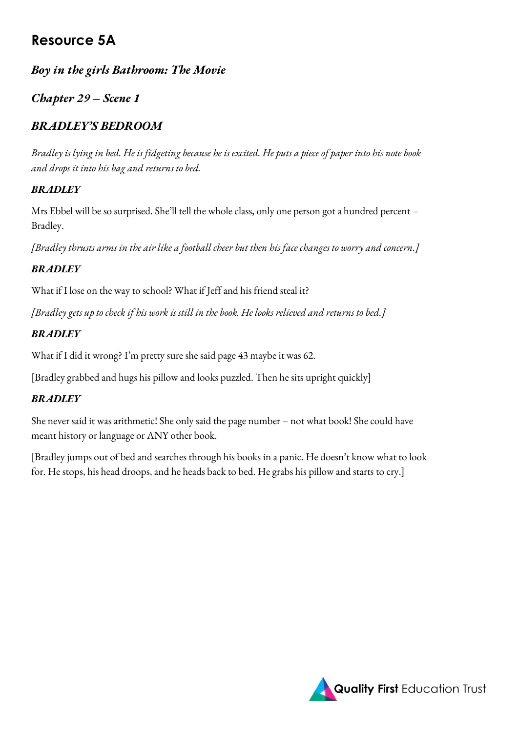# Resource 5A

## *Boy in the girls Bathroom: The Movie*

## *Chapter 29 – Scene 1*

## *BRADLEY'S BEDROOM*

*Bradley is lying in bed. He is fidgeting because he is excited. He puts a piece of paper into his note book and drops it into his bag and returns to bed.*

***BRADLEY***

Mrs Ebbel will be so surprised. She'll tell the whole class, only one person got a hundred percent – Bradley.

*[Bradley thrusts arms in the air like a football cheer but then his face changes to worry and concern.]*

***BRADLEY***

What if I lose on the way to school? What if Jeff and his friend steal it?

*[Bradley gets up to check if his work is still in the book. He looks relieved and returns to bed.]*

***BRADLEY***

What if I did it wrong? I'm pretty sure she said page 43 maybe it was 62.

[Bradley grabbed and hugs his pillow and looks puzzled. Then he sits upright quickly]

***BRADLEY***

She never said it was arithmetic! She only said the page number – not what book! She could have meant history or language or ANY other book.

[Bradley jumps out of bed and searches through his books in a panic. He doesn't know what to look for. He stops, his head droops, and he heads back to bed. He grabs his pillow and starts to cry.]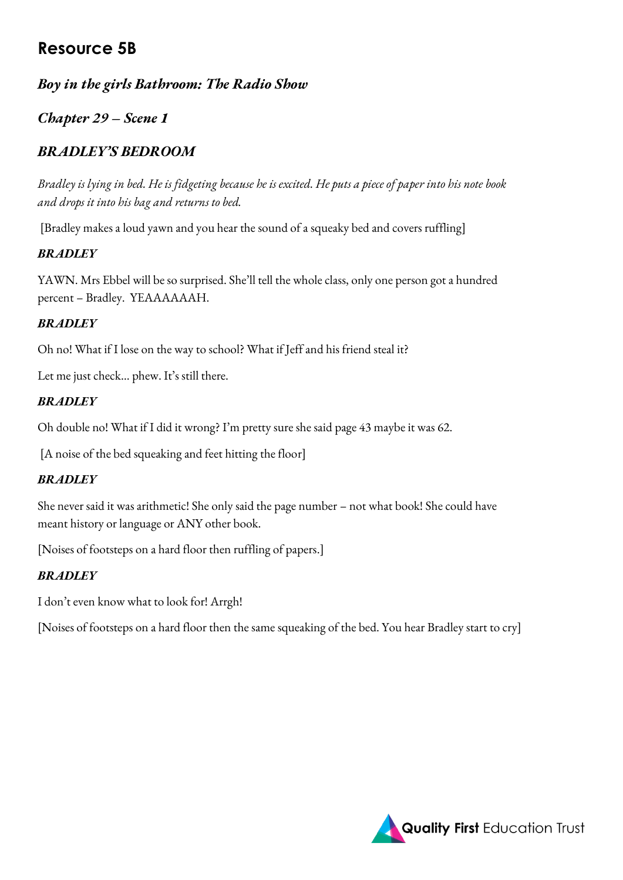## Resource 5B

### *Boy in the girls Bathroom: The Radio Show*

### *Chapter 29 – Scene 1*

### *BRADLEY'S BEDROOM*

*Bradley is lying in bed. He is fidgeting because he is excited. He puts a piece of paper into his note book and drops it into his bag and returns to bed.*

[Bradley makes a loud yawn and you hear the sound of a squeaky bed and covers ruffling]

***BRADLEY***

YAWN. Mrs Ebbel will be so surprised. She'll tell the whole class, only one person got a hundred percent – Bradley. YEAAAAAAH.

***BRADLEY***

Oh no! What if I lose on the way to school? What if Jeff and his friend steal it?

Let me just check… phew. It's still there.

***BRADLEY***

Oh double no! What if I did it wrong? I'm pretty sure she said page 43 maybe it was 62.

[A noise of the bed squeaking and feet hitting the floor]

***BRADLEY***

She never said it was arithmetic! She only said the page number – not what book! She could have meant history or language or ANY other book.

[Noises of footsteps on a hard floor then ruffling of papers.]

***BRADLEY***

I don't even know what to look for! Arrgh!

[Noises of footsteps on a hard floor then the same squeaking of the bed. You hear Bradley start to cry]